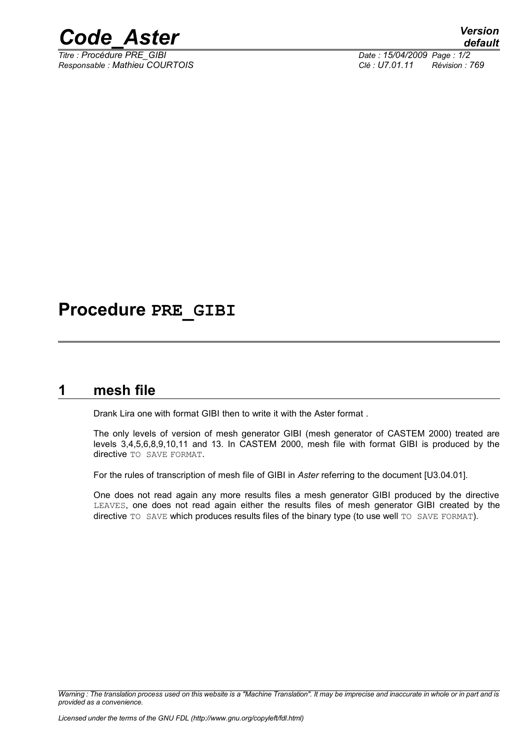# Procedure PRE_GIBI

## 1 mesh file

Drank Lira one with format GIBI then to write it with the Aster format .

The only levels of version of mesh generator GIBI (mesh generator of CASTEM 2000) treated are levels 3,4,5,6,8,9,10,11 and 13. In CASTEM 2000, mesh file with format GIBI is produced by the directive `TO SAVE FORMAT`.

For the rules of transcription of mesh file of GIBI in *Aster* referring to the document [U3.04.01].

One does not read again any more results files a mesh generator GIBI produced by the directive `LEAVES`, one does not read again either the results files of mesh generator GIBI created by the directive `TO SAVE` which produces results files of the binary type (to use well `TO SAVE FORMAT`).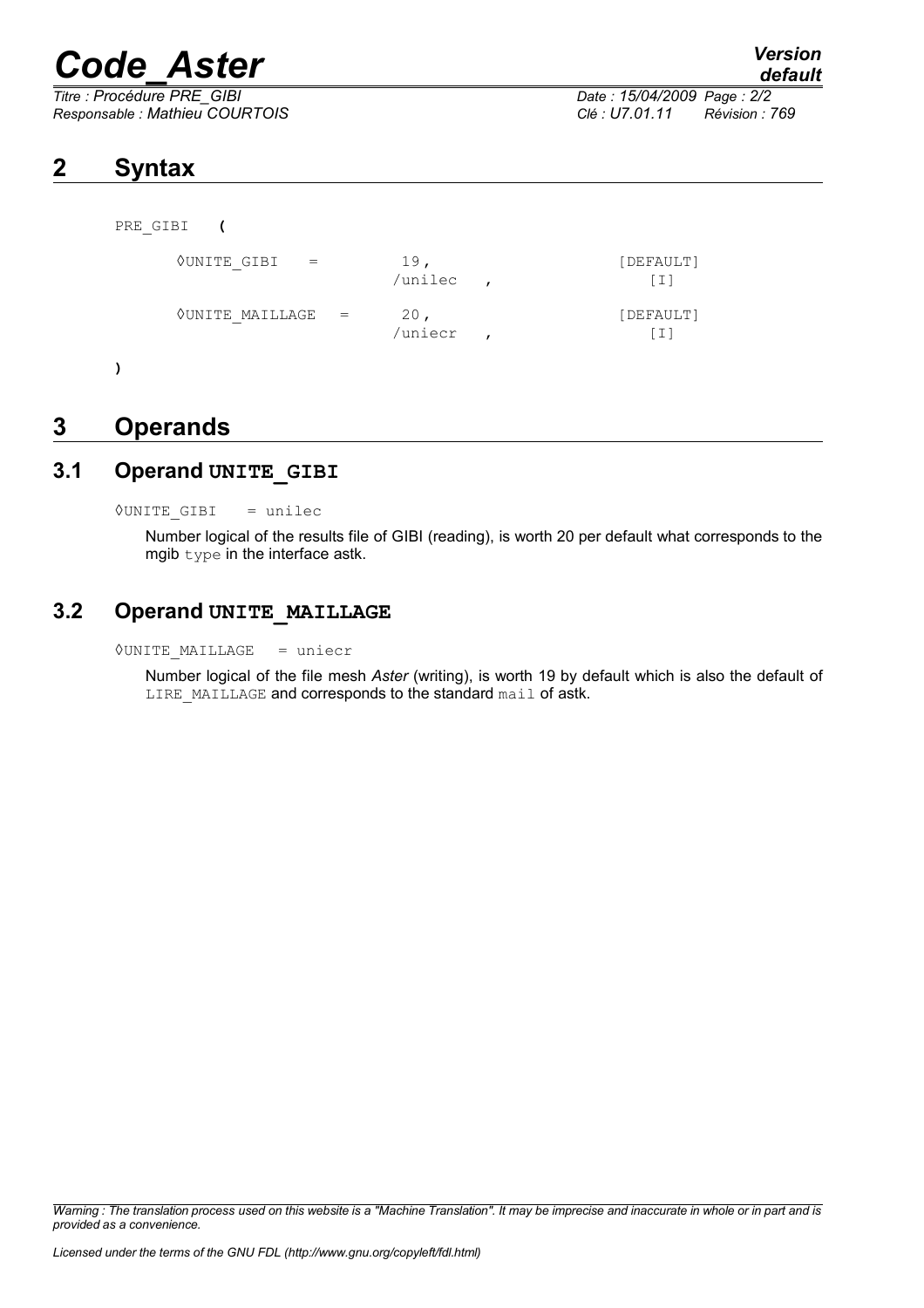# 2 Syntax

```
PRE_GIBI   (

     ◊UNITE_GIBI   =          19,                          [DEFAULT]
                              /unilec   ,                     [I]

     ◊UNITE_MAILLAGE  =       20,                          [DEFAULT]
                              /uniecr   ,                     [I]

)
```

# 3 Operands

## 3.1 Operand UNITE_GIBI

◊UNITE_GIBI = unilec

Number logical of the results file of GIBI (reading), is worth 20 per default what corresponds to the mgib type in the interface astk.

## 3.2 Operand UNITE_MAILLAGE

◊UNITE_MAILLAGE = uniecr

Number logical of the file mesh *Aster* (writing), is worth 19 by default which is also the default of LIRE_MAILLAGE and corresponds to the standard mail of astk.